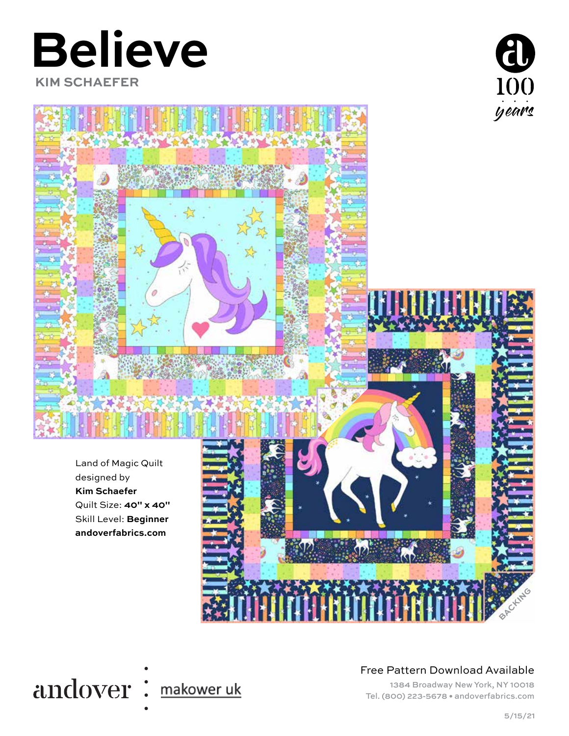# Believe

KIM SCHAEFER

100 years

Land of Magic Quilt
designed by
**Kim Schaefer**
Quilt Size: **40" x 40"**
Skill Level: **Beginner**
**andoverfabrics.com**

BACKING

andover : makower uk

Free Pattern Download Available

1384 Broadway New York, NY 10018
Tel. (800) 223-5678 • andoverfabrics.com

5/15/21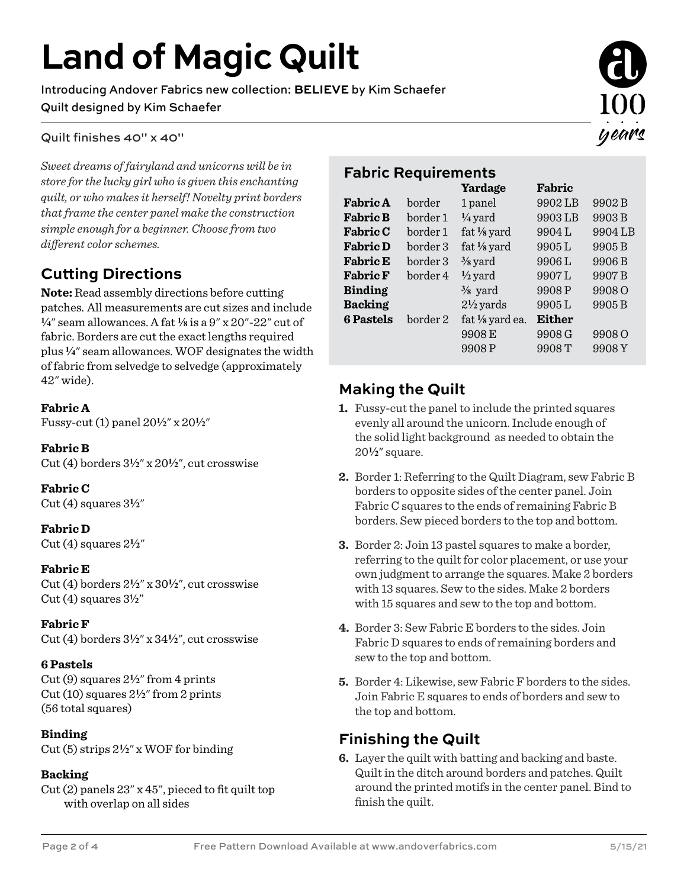# Land of Magic Quilt

Introducing Andover Fabrics new collection: **BELIEVE** by Kim Schaefer

Quilt designed by Kim Schaefer

Quilt finishes 40" x 40"

*Sweet dreams of fairyland and unicorns will be in store for the lucky girl who is given this enchanting quilt, or who makes it herself! Novelty print borders that frame the center panel make the construction simple enough for a beginner. Choose from two different color schemes.*

## Cutting Directions

**Note:** Read assembly directions before cutting patches. All measurements are cut sizes and include ¼" seam allowances. A fat ⅛ is a 9" x 20"-22" cut of fabric. Borders are cut the exact lengths required plus ¼" seam allowances. WOF designates the width of fabric from selvedge to selvedge (approximately 42" wide).

**Fabric A**
Fussy-cut (1) panel 20½" x 20½"

**Fabric B**
Cut (4) borders 3½" x 20½", cut crosswise

**Fabric C**
Cut (4) squares 3½"

**Fabric D**
Cut (4) squares 2½"

**Fabric E**
Cut (4) borders 2½" x 30½", cut crosswise
Cut (4) squares 3½"

**Fabric F**
Cut (4) borders 3½" x 34½", cut crosswise

**6 Pastels**
Cut (9) squares 2½" from 4 prints
Cut (10) squares 2½" from 2 prints
(56 total squares)

**Binding**
Cut (5) strips 2½" x WOF for binding

**Backing**
Cut (2) panels 23" x 45", pieced to fit quilt top with overlap on all sides

## Fabric Requirements

| | | Yardage | Fabric | |
|---|---|---|---|---|
| **Fabric A** | border | 1 panel | 9902 LB | 9902 B |
| **Fabric B** | border 1 | ¼ yard | 9903 LB | 9903 B |
| **Fabric C** | border 1 | fat ⅛ yard | 9904 L | 9904 LB |
| **Fabric D** | border 3 | fat ⅛ yard | 9905 L | 9905 B |
| **Fabric E** | border 3 | ⅜ yard | 9906 L | 9906 B |
| **Fabric F** | border 4 | ½ yard | 9907 L | 9907 B |
| **Binding** | | ⅜ yard | 9908 P | 9908 O |
| **Backing** | | 2½ yards | 9905 L | 9905 B |
| **6 Pastels** | border 2 | fat ⅛ yard ea. | **Either** | |
| | | 9908 E | 9908 G | 9908 O |
| | | 9908 P | 9908 T | 9908 Y |

## Making the Quilt

1. Fussy-cut the panel to include the printed squares evenly all around the unicorn. Include enough of the solid light background as needed to obtain the 20½" square.
2. Border 1: Referring to the Quilt Diagram, sew Fabric B borders to opposite sides of the center panel. Join Fabric C squares to the ends of remaining Fabric B borders. Sew pieced borders to the top and bottom.
3. Border 2: Join 13 pastel squares to make a border, referring to the quilt for color placement, or use your own judgment to arrange the squares. Make 2 borders with 13 squares. Sew to the sides. Make 2 borders with 15 squares and sew to the top and bottom.
4. Border 3: Sew Fabric E borders to the sides. Join Fabric D squares to ends of remaining borders and sew to the top and bottom.
5. Border 4: Likewise, sew Fabric F borders to the sides. Join Fabric E squares to ends of borders and sew to the top and bottom.

## Finishing the Quilt

6. Layer the quilt with batting and backing and baste. Quilt in the ditch around borders and patches. Quilt around the printed motifs in the center panel. Bind to finish the quilt.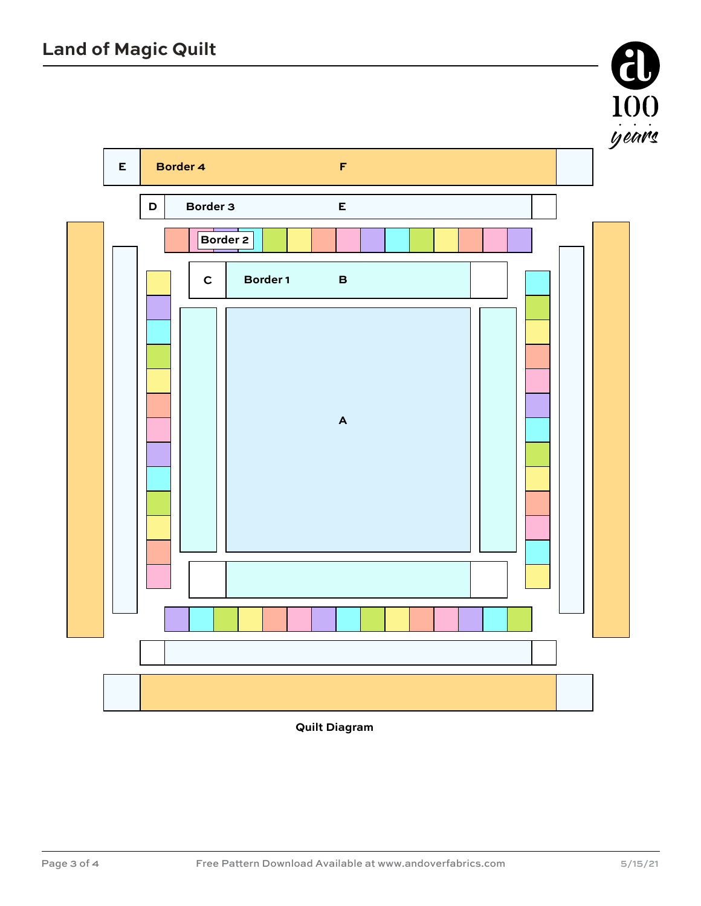# Land of Magic Quilt

E

Border 4

F

D

Border 3

E

Border 2

C

Border 1

B

A

Quilt Diagram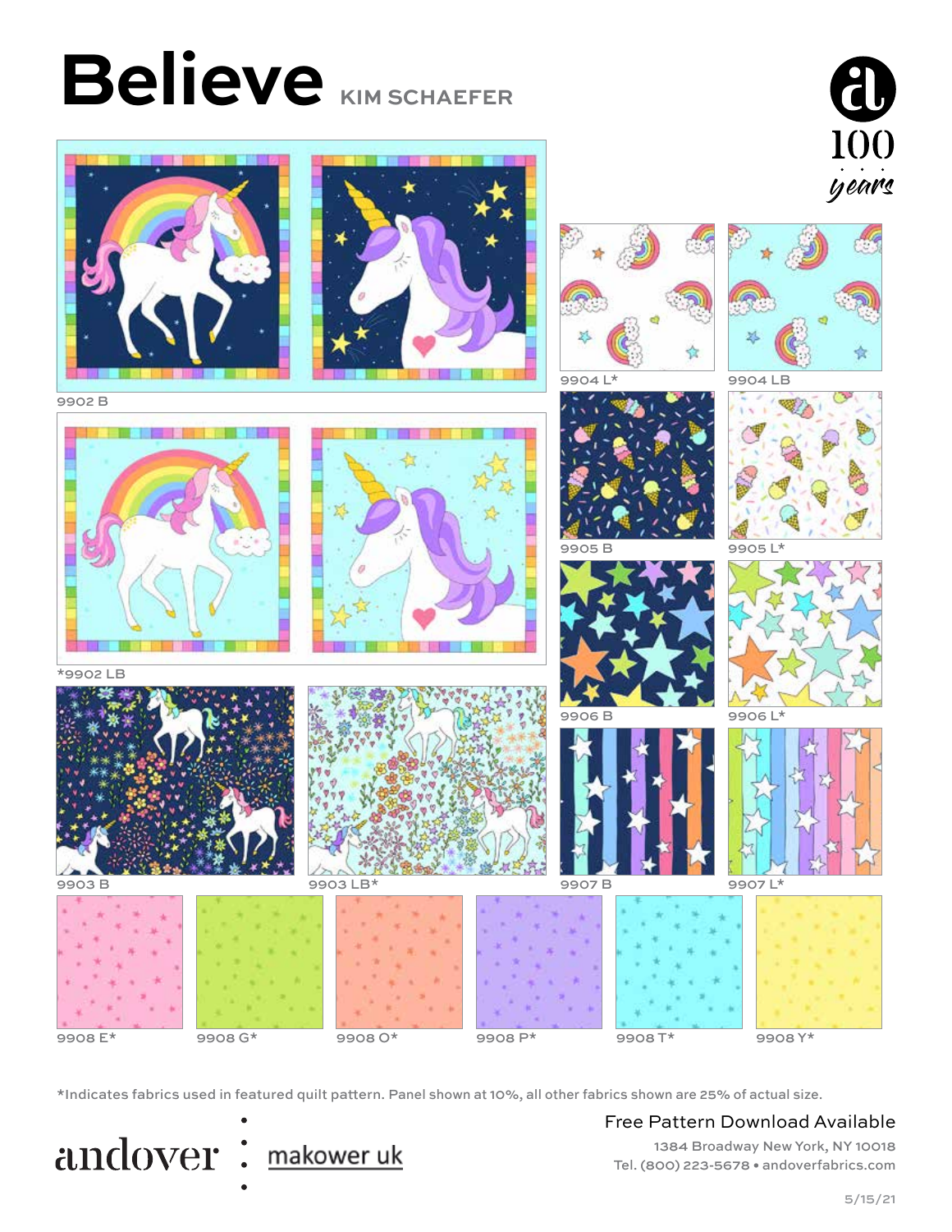# Believe

KIM SCHAEFER

100 years

9902 B

*9902 LB

9904 L*

9904 LB

9905 B

9905 L*

9906 B

9906 L*

9903 B

9903 LB*

9907 B

9907 L*

9908 E*

9908 G*

9908 O*

9908 P*

9908 T*

9908 Y*

*Indicates fabrics used in featured quilt pattern. Panel shown at 10%, all other fabrics shown are 25% of actual size.

andover : makower uk

Free Pattern Download Available

1384 Broadway New York, NY 10018
Tel. (800) 223-5678 • andoverfabrics.com

5/15/21